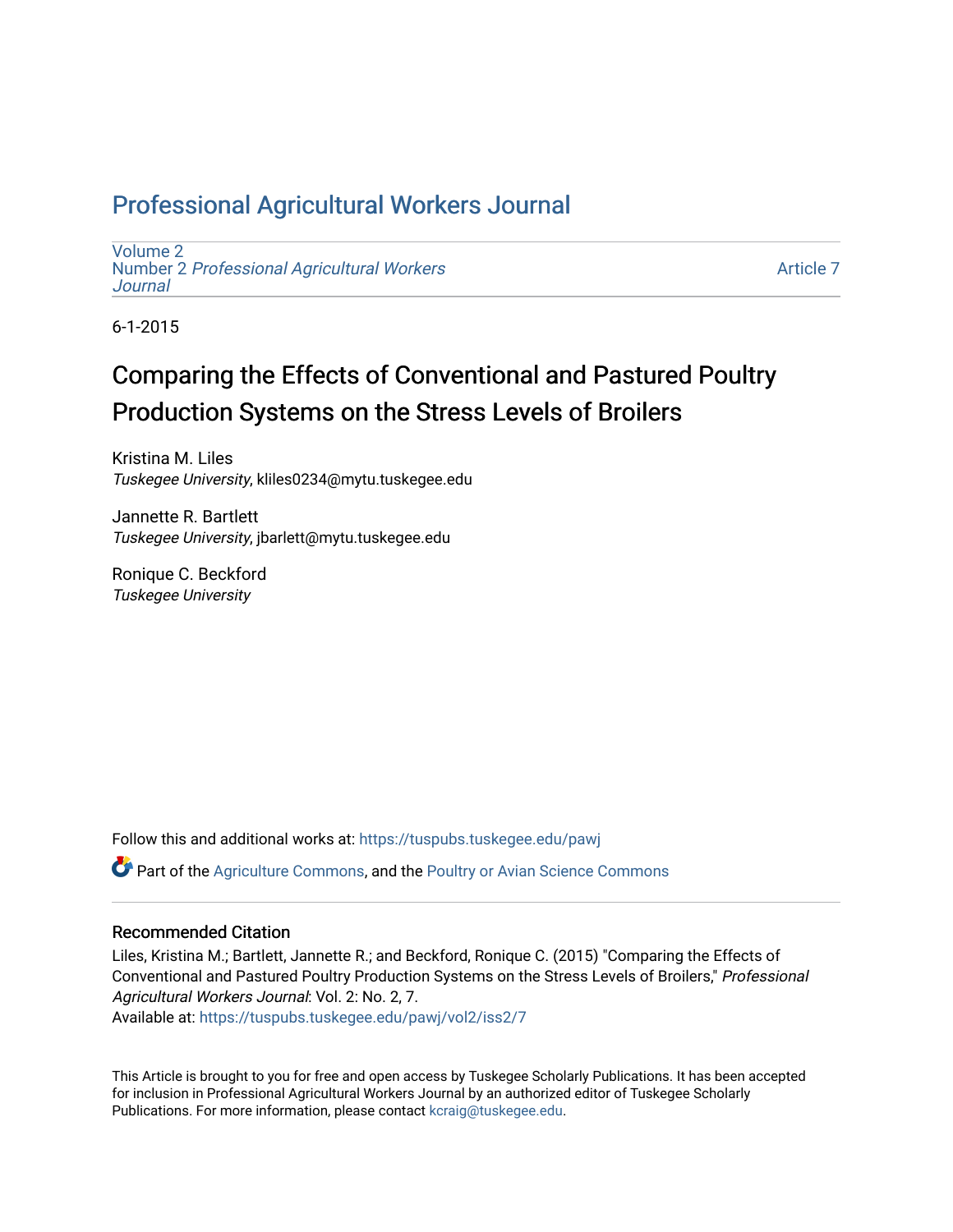# Professional Agricultural Workers Journal

Volume 2
Number 2 *Professional Agricultural Workers Journal*

Article 7

6-1-2015

## Comparing the Effects of Conventional and Pastured Poultry Production Systems on the Stress Levels of Broilers

Kristina M. Liles
*Tuskegee University*, kliles0234@mytu.tuskegee.edu

Jannette R. Bartlett
*Tuskegee University*, jbarlett@mytu.tuskegee.edu

Ronique C. Beckford
*Tuskegee University*

Follow this and additional works at: https://tuspubs.tuskegee.edu/pawj

Part of the Agriculture Commons, and the Poultry or Avian Science Commons

### Recommended Citation

Liles, Kristina M.; Bartlett, Jannette R.; and Beckford, Ronique C. (2015) "Comparing the Effects of Conventional and Pastured Poultry Production Systems on the Stress Levels of Broilers," *Professional Agricultural Workers Journal*: Vol. 2: No. 2, 7.
Available at: https://tuspubs.tuskegee.edu/pawj/vol2/iss2/7

This Article is brought to you for free and open access by Tuskegee Scholarly Publications. It has been accepted for inclusion in Professional Agricultural Workers Journal by an authorized editor of Tuskegee Scholarly Publications. For more information, please contact kcraig@tuskegee.edu.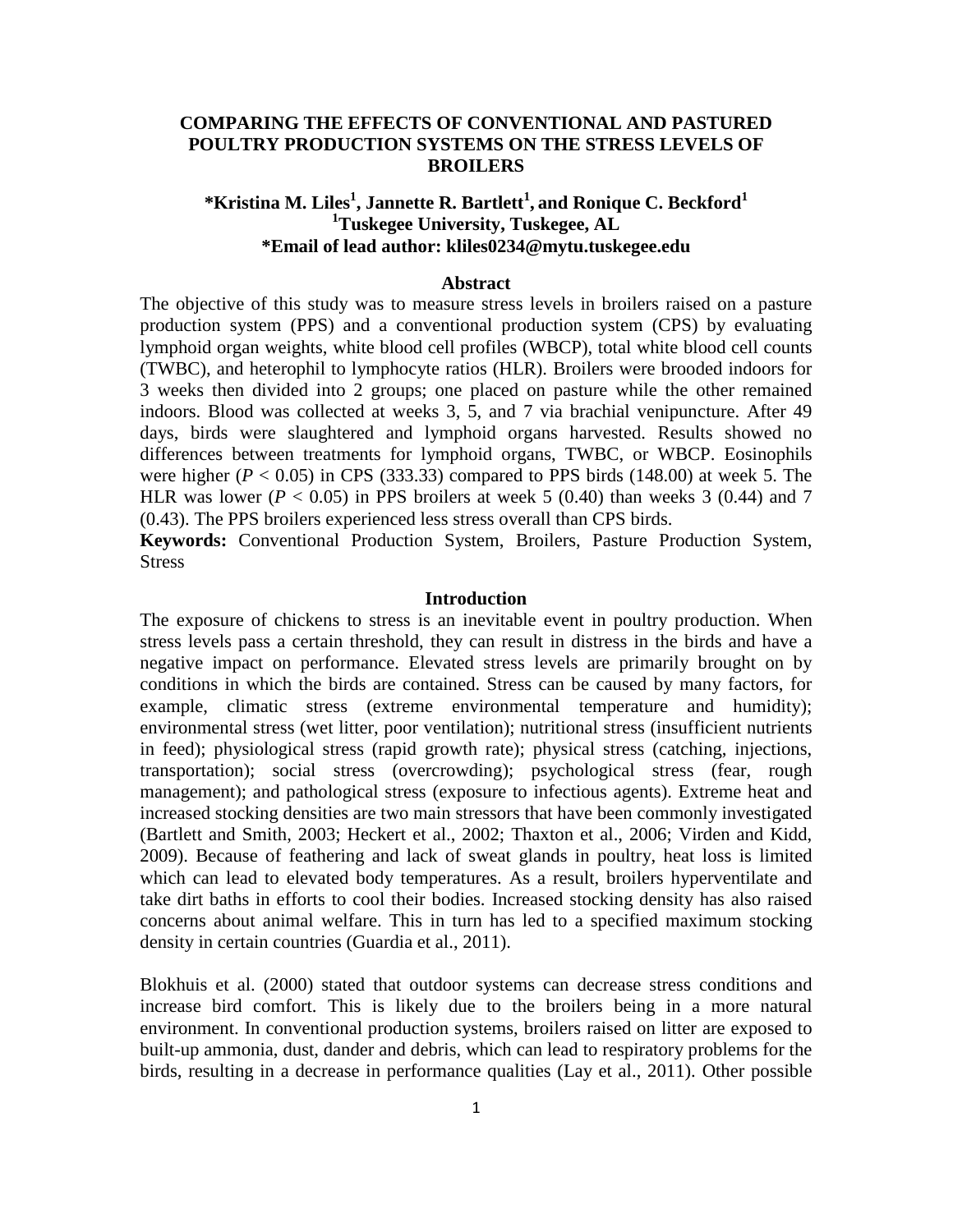# COMPARING THE EFFECTS OF CONVENTIONAL AND PASTURED POULTRY PRODUCTION SYSTEMS ON THE STRESS LEVELS OF BROILERS

**\*Kristina M. Liles[1], Jannette R. Bartlett[1], and Ronique C. Beckford[1]**
**[1]Tuskegee University, Tuskegee, AL**
**\*Email of lead author: kliles0234@mytu.tuskegee.edu**

## Abstract

The objective of this study was to measure stress levels in broilers raised on a pasture production system (PPS) and a conventional production system (CPS) by evaluating lymphoid organ weights, white blood cell profiles (WBCP), total white blood cell counts (TWBC), and heterophil to lymphocyte ratios (HLR). Broilers were brooded indoors for 3 weeks then divided into 2 groups; one placed on pasture while the other remained indoors. Blood was collected at weeks 3, 5, and 7 via brachial venipuncture. After 49 days, birds were slaughtered and lymphoid organs harvested. Results showed no differences between treatments for lymphoid organs, TWBC, or WBCP. Eosinophils were higher ($P < 0.05$) in CPS (333.33) compared to PPS birds (148.00) at week 5. The HLR was lower ($P < 0.05$) in PPS broilers at week 5 (0.40) than weeks 3 (0.44) and 7 (0.43). The PPS broilers experienced less stress overall than CPS birds.

**Keywords:** Conventional Production System, Broilers, Pasture Production System, Stress

## Introduction

The exposure of chickens to stress is an inevitable event in poultry production. When stress levels pass a certain threshold, they can result in distress in the birds and have a negative impact on performance. Elevated stress levels are primarily brought on by conditions in which the birds are contained. Stress can be caused by many factors, for example, climatic stress (extreme environmental temperature and humidity); environmental stress (wet litter, poor ventilation); nutritional stress (insufficient nutrients in feed); physiological stress (rapid growth rate); physical stress (catching, injections, transportation); social stress (overcrowding); psychological stress (fear, rough management); and pathological stress (exposure to infectious agents). Extreme heat and increased stocking densities are two main stressors that have been commonly investigated (Bartlett and Smith, 2003; Heckert et al., 2002; Thaxton et al., 2006; Virden and Kidd, 2009). Because of feathering and lack of sweat glands in poultry, heat loss is limited which can lead to elevated body temperatures. As a result, broilers hyperventilate and take dirt baths in efforts to cool their bodies. Increased stocking density has also raised concerns about animal welfare. This in turn has led to a specified maximum stocking density in certain countries (Guardia et al., 2011).

Blokhuis et al. (2000) stated that outdoor systems can decrease stress conditions and increase bird comfort. This is likely due to the broilers being in a more natural environment. In conventional production systems, broilers raised on litter are exposed to built-up ammonia, dust, dander and debris, which can lead to respiratory problems for the birds, resulting in a decrease in performance qualities (Lay et al., 2011). Other possible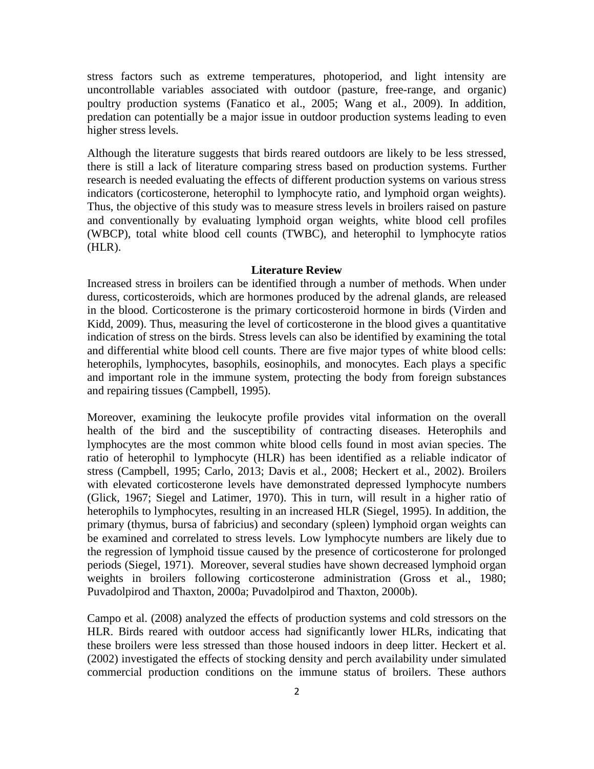stress factors such as extreme temperatures, photoperiod, and light intensity are uncontrollable variables associated with outdoor (pasture, free-range, and organic) poultry production systems (Fanatico et al., 2005; Wang et al., 2009). In addition, predation can potentially be a major issue in outdoor production systems leading to even higher stress levels.

Although the literature suggests that birds reared outdoors are likely to be less stressed, there is still a lack of literature comparing stress based on production systems. Further research is needed evaluating the effects of different production systems on various stress indicators (corticosterone, heterophil to lymphocyte ratio, and lymphoid organ weights). Thus, the objective of this study was to measure stress levels in broilers raised on pasture and conventionally by evaluating lymphoid organ weights, white blood cell profiles (WBCP), total white blood cell counts (TWBC), and heterophil to lymphocyte ratios (HLR).

## Literature Review

Increased stress in broilers can be identified through a number of methods. When under duress, corticosteroids, which are hormones produced by the adrenal glands, are released in the blood. Corticosterone is the primary corticosteroid hormone in birds (Virden and Kidd, 2009). Thus, measuring the level of corticosterone in the blood gives a quantitative indication of stress on the birds. Stress levels can also be identified by examining the total and differential white blood cell counts. There are five major types of white blood cells: heterophils, lymphocytes, basophils, eosinophils, and monocytes. Each plays a specific and important role in the immune system, protecting the body from foreign substances and repairing tissues (Campbell, 1995).

Moreover, examining the leukocyte profile provides vital information on the overall health of the bird and the susceptibility of contracting diseases. Heterophils and lymphocytes are the most common white blood cells found in most avian species. The ratio of heterophil to lymphocyte (HLR) has been identified as a reliable indicator of stress (Campbell, 1995; Carlo, 2013; Davis et al., 2008; Heckert et al., 2002). Broilers with elevated corticosterone levels have demonstrated depressed lymphocyte numbers (Glick, 1967; Siegel and Latimer, 1970). This in turn, will result in a higher ratio of heterophils to lymphocytes, resulting in an increased HLR (Siegel, 1995). In addition, the primary (thymus, bursa of fabricius) and secondary (spleen) lymphoid organ weights can be examined and correlated to stress levels. Low lymphocyte numbers are likely due to the regression of lymphoid tissue caused by the presence of corticosterone for prolonged periods (Siegel, 1971). Moreover, several studies have shown decreased lymphoid organ weights in broilers following corticosterone administration (Gross et al., 1980; Puvadolpirod and Thaxton, 2000a; Puvadolpirod and Thaxton, 2000b).

Campo et al. (2008) analyzed the effects of production systems and cold stressors on the HLR. Birds reared with outdoor access had significantly lower HLRs, indicating that these broilers were less stressed than those housed indoors in deep litter. Heckert et al. (2002) investigated the effects of stocking density and perch availability under simulated commercial production conditions on the immune status of broilers. These authors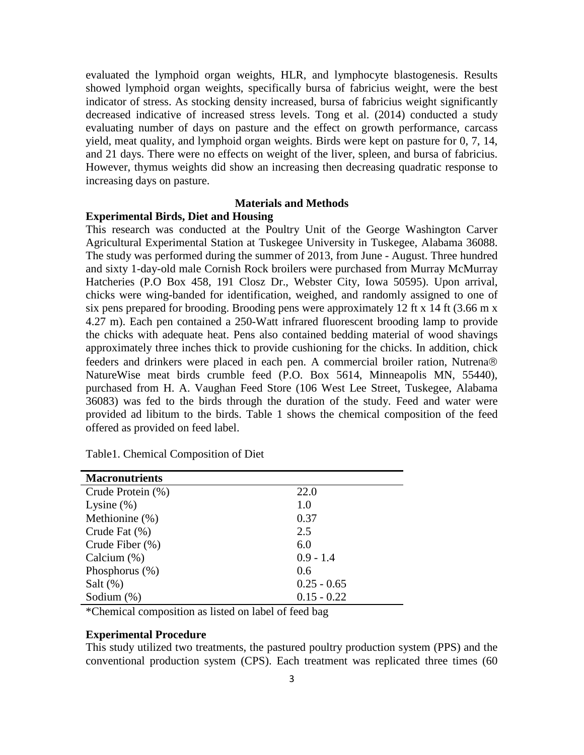evaluated the lymphoid organ weights, HLR, and lymphocyte blastogenesis. Results showed lymphoid organ weights, specifically bursa of fabricius weight, were the best indicator of stress. As stocking density increased, bursa of fabricius weight significantly decreased indicative of increased stress levels. Tong et al. (2014) conducted a study evaluating number of days on pasture and the effect on growth performance, carcass yield, meat quality, and lymphoid organ weights. Birds were kept on pasture for 0, 7, 14, and 21 days. There were no effects on weight of the liver, spleen, and bursa of fabricius. However, thymus weights did show an increasing then decreasing quadratic response to increasing days on pasture.

## Materials and Methods

### Experimental Birds, Diet and Housing

This research was conducted at the Poultry Unit of the George Washington Carver Agricultural Experimental Station at Tuskegee University in Tuskegee, Alabama 36088. The study was performed during the summer of 2013, from June - August. Three hundred and sixty 1-day-old male Cornish Rock broilers were purchased from Murray McMurray Hatcheries (P.O Box 458, 191 Closz Dr., Webster City, Iowa 50595). Upon arrival, chicks were wing-banded for identification, weighed, and randomly assigned to one of six pens prepared for brooding. Brooding pens were approximately 12 ft x 14 ft (3.66 m x 4.27 m). Each pen contained a 250-Watt infrared fluorescent brooding lamp to provide the chicks with adequate heat. Pens also contained bedding material of wood shavings approximately three inches thick to provide cushioning for the chicks. In addition, chick feeders and drinkers were placed in each pen. A commercial broiler ration, Nutrena® NatureWise meat birds crumble feed (P.O. Box 5614, Minneapolis MN, 55440), purchased from H. A. Vaughan Feed Store (106 West Lee Street, Tuskegee, Alabama 36083) was fed to the birds through the duration of the study. Feed and water were provided ad libitum to the birds. Table 1 shows the chemical composition of the feed offered as provided on feed label.

Table1. Chemical Composition of Diet

| Macronutrients | |
|---|---|
| Crude Protein (%) | 22.0 |
| Lysine (%) | 1.0 |
| Methionine (%) | 0.37 |
| Crude Fat (%) | 2.5 |
| Crude Fiber (%) | 6.0 |
| Calcium (%) | 0.9 - 1.4 |
| Phosphorus (%) | 0.6 |
| Salt (%) | 0.25 - 0.65 |
| Sodium (%) | 0.15 - 0.22 |

*Chemical composition as listed on label of feed bag

### Experimental Procedure

This study utilized two treatments, the pastured poultry production system (PPS) and the conventional production system (CPS). Each treatment was replicated three times (60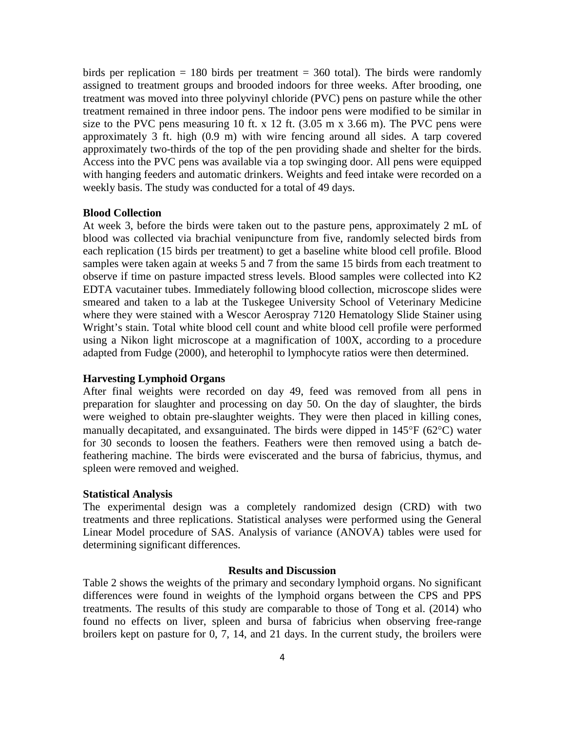birds per replication = 180 birds per treatment = 360 total). The birds were randomly assigned to treatment groups and brooded indoors for three weeks. After brooding, one treatment was moved into three polyvinyl chloride (PVC) pens on pasture while the other treatment remained in three indoor pens. The indoor pens were modified to be similar in size to the PVC pens measuring 10 ft. x 12 ft. (3.05 m x 3.66 m). The PVC pens were approximately 3 ft. high (0.9 m) with wire fencing around all sides. A tarp covered approximately two-thirds of the top of the pen providing shade and shelter for the birds. Access into the PVC pens was available via a top swinging door. All pens were equipped with hanging feeders and automatic drinkers. Weights and feed intake were recorded on a weekly basis. The study was conducted for a total of 49 days.

### Blood Collection

At week 3, before the birds were taken out to the pasture pens, approximately 2 mL of blood was collected via brachial venipuncture from five, randomly selected birds from each replication (15 birds per treatment) to get a baseline white blood cell profile. Blood samples were taken again at weeks 5 and 7 from the same 15 birds from each treatment to observe if time on pasture impacted stress levels. Blood samples were collected into K2 EDTA vacutainer tubes. Immediately following blood collection, microscope slides were smeared and taken to a lab at the Tuskegee University School of Veterinary Medicine where they were stained with a Wescor Aerospray 7120 Hematology Slide Stainer using Wright's stain. Total white blood cell count and white blood cell profile were performed using a Nikon light microscope at a magnification of 100X, according to a procedure adapted from Fudge (2000), and heterophil to lymphocyte ratios were then determined.

### Harvesting Lymphoid Organs

After final weights were recorded on day 49, feed was removed from all pens in preparation for slaughter and processing on day 50. On the day of slaughter, the birds were weighed to obtain pre-slaughter weights. They were then placed in killing cones, manually decapitated, and exsanguinated. The birds were dipped in 145°F (62°C) water for 30 seconds to loosen the feathers. Feathers were then removed using a batch de-feathering machine. The birds were eviscerated and the bursa of fabricius, thymus, and spleen were removed and weighed.

### Statistical Analysis

The experimental design was a completely randomized design (CRD) with two treatments and three replications. Statistical analyses were performed using the General Linear Model procedure of SAS. Analysis of variance (ANOVA) tables were used for determining significant differences.

## Results and Discussion

Table 2 shows the weights of the primary and secondary lymphoid organs. No significant differences were found in weights of the lymphoid organs between the CPS and PPS treatments. The results of this study are comparable to those of Tong et al. (2014) who found no effects on liver, spleen and bursa of fabricius when observing free-range broilers kept on pasture for 0, 7, 14, and 21 days. In the current study, the broilers were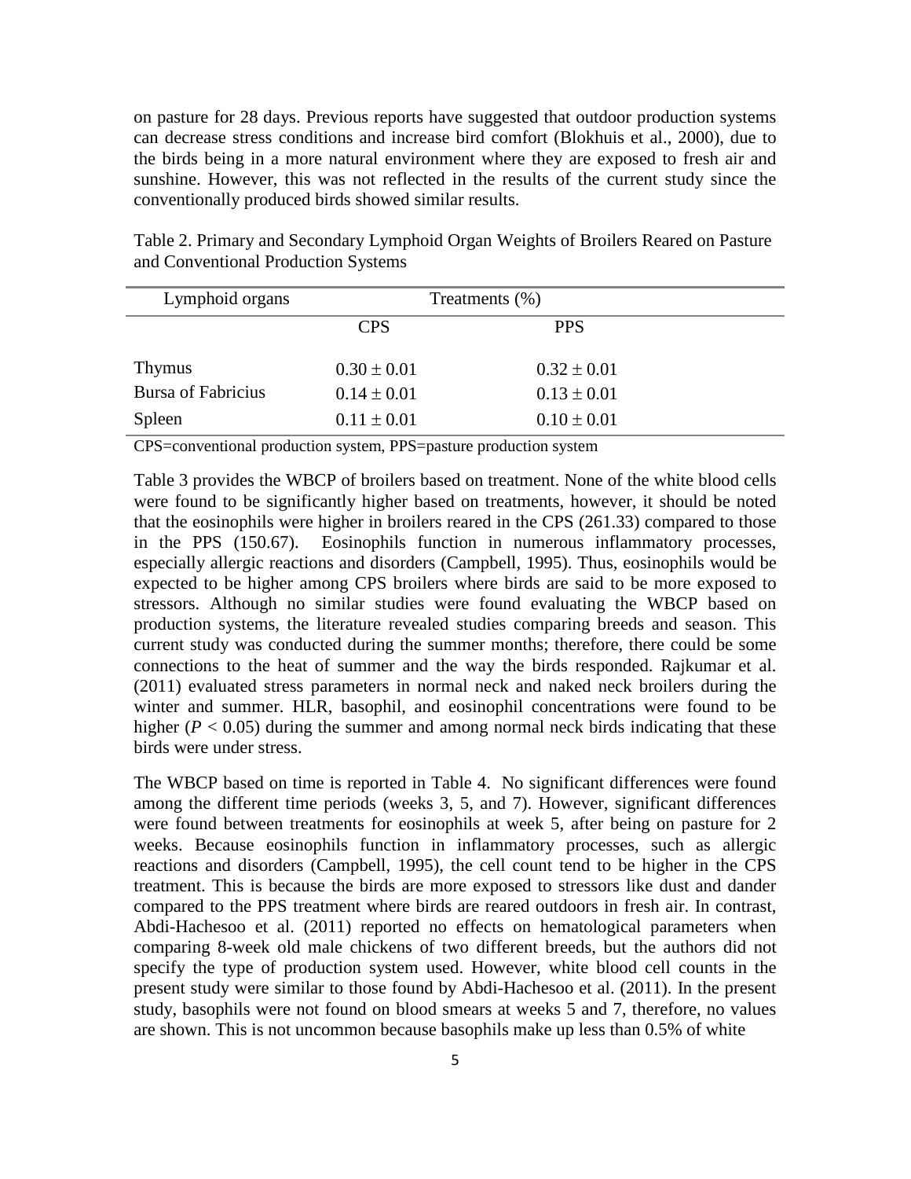on pasture for 28 days. Previous reports have suggested that outdoor production systems can decrease stress conditions and increase bird comfort (Blokhuis et al., 2000), due to the birds being in a more natural environment where they are exposed to fresh air and sunshine. However, this was not reflected in the results of the current study since the conventionally produced birds showed similar results.

Table 2. Primary and Secondary Lymphoid Organ Weights of Broilers Reared on Pasture and Conventional Production Systems

| Lymphoid organs | Treatments (%) | |
|---|---|---|
| | CPS | PPS |
| Thymus | $0.30 \pm 0.01$ | $0.32 \pm 0.01$ |
| Bursa of Fabricius | $0.14 \pm 0.01$ | $0.13 \pm 0.01$ |
| Spleen | $0.11 \pm 0.01$ | $0.10 \pm 0.01$ |

CPS=conventional production system, PPS=pasture production system

Table 3 provides the WBCP of broilers based on treatment. None of the white blood cells were found to be significantly higher based on treatments, however, it should be noted that the eosinophils were higher in broilers reared in the CPS (261.33) compared to those in the PPS (150.67). Eosinophils function in numerous inflammatory processes, especially allergic reactions and disorders (Campbell, 1995). Thus, eosinophils would be expected to be higher among CPS broilers where birds are said to be more exposed to stressors. Although no similar studies were found evaluating the WBCP based on production systems, the literature revealed studies comparing breeds and season. This current study was conducted during the summer months; therefore, there could be some connections to the heat of summer and the way the birds responded. Rajkumar et al. (2011) evaluated stress parameters in normal neck and naked neck broilers during the winter and summer. HLR, basophil, and eosinophil concentrations were found to be higher ($P < 0.05$) during the summer and among normal neck birds indicating that these birds were under stress.

The WBCP based on time is reported in Table 4. No significant differences were found among the different time periods (weeks 3, 5, and 7). However, significant differences were found between treatments for eosinophils at week 5, after being on pasture for 2 weeks. Because eosinophils function in inflammatory processes, such as allergic reactions and disorders (Campbell, 1995), the cell count tend to be higher in the CPS treatment. This is because the birds are more exposed to stressors like dust and dander compared to the PPS treatment where birds are reared outdoors in fresh air. In contrast, Abdi-Hachesoo et al. (2011) reported no effects on hematological parameters when comparing 8-week old male chickens of two different breeds, but the authors did not specify the type of production system used. However, white blood cell counts in the present study were similar to those found by Abdi-Hachesoo et al. (2011). In the present study, basophils were not found on blood smears at weeks 5 and 7, therefore, no values are shown. This is not uncommon because basophils make up less than 0.5% of white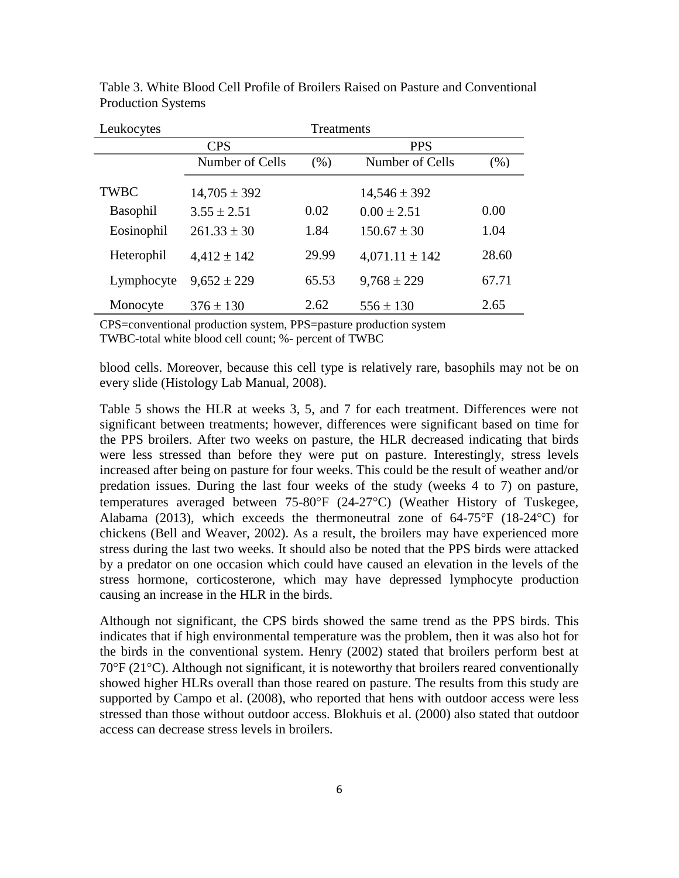Table 3. White Blood Cell Profile of Broilers Raised on Pasture and Conventional Production Systems

| Leukocytes | Treatments | | | |
|---|---|---|---|---|
| | CPS | | PPS | |
| | Number of Cells | (%) | Number of Cells | (%) |
| TWBC | 14,705 ± 392 | | 14,546 ± 392 | |
| Basophil | 3.55 ± 2.51 | 0.02 | 0.00 ± 2.51 | 0.00 |
| Eosinophil | 261.33 ± 30 | 1.84 | 150.67 ± 30 | 1.04 |
| Heterophil | 4,412 ± 142 | 29.99 | 4,071.11 ± 142 | 28.60 |
| Lymphocyte | 9,652 ± 229 | 65.53 | 9,768 ± 229 | 67.71 |
| Monocyte | 376 ± 130 | 2.62 | 556 ± 130 | 2.65 |

CPS=conventional production system, PPS=pasture production system
TWBC-total white blood cell count; %- percent of TWBC

blood cells. Moreover, because this cell type is relatively rare, basophils may not be on every slide (Histology Lab Manual, 2008).

Table 5 shows the HLR at weeks 3, 5, and 7 for each treatment. Differences were not significant between treatments; however, differences were significant based on time for the PPS broilers. After two weeks on pasture, the HLR decreased indicating that birds were less stressed than before they were put on pasture. Interestingly, stress levels increased after being on pasture for four weeks. This could be the result of weather and/or predation issues. During the last four weeks of the study (weeks 4 to 7) on pasture, temperatures averaged between 75-80°F (24-27°C) (Weather History of Tuskegee, Alabama (2013), which exceeds the thermoneutral zone of 64-75°F (18-24°C) for chickens (Bell and Weaver, 2002). As a result, the broilers may have experienced more stress during the last two weeks. It should also be noted that the PPS birds were attacked by a predator on one occasion which could have caused an elevation in the levels of the stress hormone, corticosterone, which may have depressed lymphocyte production causing an increase in the HLR in the birds.

Although not significant, the CPS birds showed the same trend as the PPS birds. This indicates that if high environmental temperature was the problem, then it was also hot for the birds in the conventional system. Henry (2002) stated that broilers perform best at 70°F (21°C). Although not significant, it is noteworthy that broilers reared conventionally showed higher HLRs overall than those reared on pasture. The results from this study are supported by Campo et al. (2008), who reported that hens with outdoor access were less stressed than those without outdoor access. Blokhuis et al. (2000) also stated that outdoor access can decrease stress levels in broilers.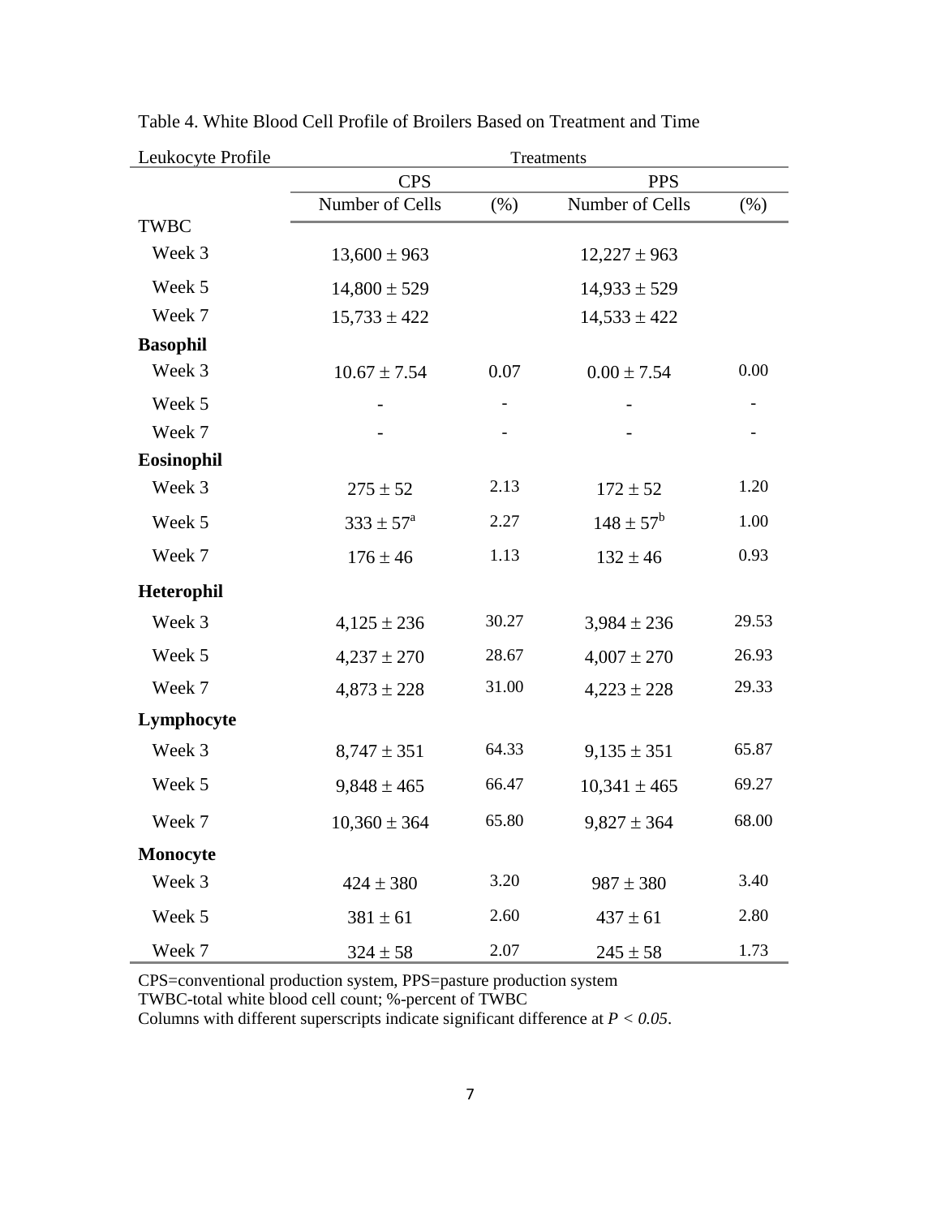Table 4. White Blood Cell Profile of Broilers Based on Treatment and Time

| Leukocyte Profile | Treatments | | | |
|---|---|---|---|---|
| | CPS | | PPS | |
| | Number of Cells | (%) | Number of Cells | (%) |
| TWBC | | | | |
| Week 3 | 13,600 ± 963 | | 12,227 ± 963 | |
| Week 5 | 14,800 ± 529 | | 14,933 ± 529 | |
| Week 7 | 15,733 ± 422 | | 14,533 ± 422 | |
| **Basophil** | | | | |
| Week 3 | 10.67 ± 7.54 | 0.07 | 0.00 ± 7.54 | 0.00 |
| Week 5 | - | - | - | - |
| Week 7 | - | - | - | - |
| **Eosinophil** | | | | |
| Week 3 | 275 ± 52 | 2.13 | 172 ± 52 | 1.20 |
| Week 5 | 333 ± 57[a] | 2.27 | 148 ± 57[b] | 1.00 |
| Week 7 | 176 ± 46 | 1.13 | 132 ± 46 | 0.93 |
| **Heterophil** | | | | |
| Week 3 | 4,125 ± 236 | 30.27 | 3,984 ± 236 | 29.53 |
| Week 5 | 4,237 ± 270 | 28.67 | 4,007 ± 270 | 26.93 |
| Week 7 | 4,873 ± 228 | 31.00 | 4,223 ± 228 | 29.33 |
| **Lymphocyte** | | | | |
| Week 3 | 8,747 ± 351 | 64.33 | 9,135 ± 351 | 65.87 |
| Week 5 | 9,848 ± 465 | 66.47 | 10,341 ± 465 | 69.27 |
| Week 7 | 10,360 ± 364 | 65.80 | 9,827 ± 364 | 68.00 |
| **Monocyte** | | | | |
| Week 3 | 424 ± 380 | 3.20 | 987 ± 380 | 3.40 |
| Week 5 | 381 ± 61 | 2.60 | 437 ± 61 | 2.80 |
| Week 7 | 324 ± 58 | 2.07 | 245 ± 58 | 1.73 |

CPS=conventional production system, PPS=pasture production system
TWBC-total white blood cell count; %-percent of TWBC
Columns with different superscripts indicate significant difference at $P < 0.05$.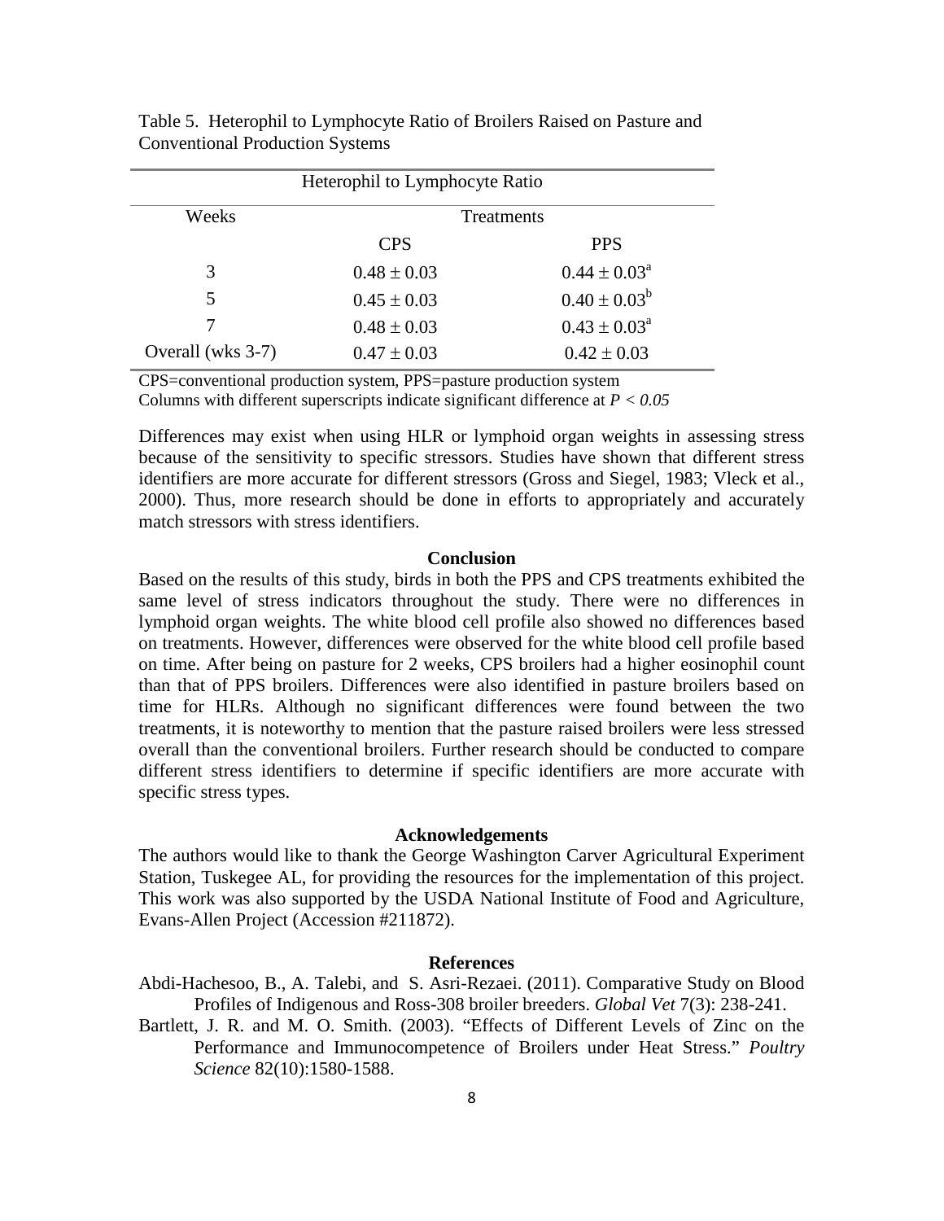Table 5. Heterophil to Lymphocyte Ratio of Broilers Raised on Pasture and Conventional Production Systems

| Heterophil to Lymphocyte Ratio | | |
|---|---|---|
| Weeks | Treatments | |
| | CPS | PPS |
| 3 | $0.48 \pm 0.03$ | $0.44 \pm 0.03^{a}$ |
| 5 | $0.45 \pm 0.03$ | $0.40 \pm 0.03^{b}$ |
| 7 | $0.48 \pm 0.03$ | $0.43 \pm 0.03^{a}$ |
| Overall (wks 3-7) | $0.47 \pm 0.03$ | $0.42 \pm 0.03$ |

CPS=conventional production system, PPS=pasture production system
Columns with different superscripts indicate significant difference at $P < 0.05$

Differences may exist when using HLR or lymphoid organ weights in assessing stress because of the sensitivity to specific stressors. Studies have shown that different stress identifiers are more accurate for different stressors (Gross and Siegel, 1983; Vleck et al., 2000). Thus, more research should be done in efforts to appropriately and accurately match stressors with stress identifiers.

## Conclusion

Based on the results of this study, birds in both the PPS and CPS treatments exhibited the same level of stress indicators throughout the study. There were no differences in lymphoid organ weights. The white blood cell profile also showed no differences based on treatments. However, differences were observed for the white blood cell profile based on time. After being on pasture for 2 weeks, CPS broilers had a higher eosinophil count than that of PPS broilers. Differences were also identified in pasture broilers based on time for HLRs. Although no significant differences were found between the two treatments, it is noteworthy to mention that the pasture raised broilers were less stressed overall than the conventional broilers. Further research should be conducted to compare different stress identifiers to determine if specific identifiers are more accurate with specific stress types.

## Acknowledgements

The authors would like to thank the George Washington Carver Agricultural Experiment Station, Tuskegee AL, for providing the resources for the implementation of this project. This work was also supported by the USDA National Institute of Food and Agriculture, Evans-Allen Project (Accession #211872).

## References

Abdi-Hachesoo, B., A. Talebi, and S. Asri-Rezaei. (2011). Comparative Study on Blood Profiles of Indigenous and Ross-308 broiler breeders. *Global Vet* 7(3): 238-241.

Bartlett, J. R. and M. O. Smith. (2003). "Effects of Different Levels of Zinc on the Performance and Immunocompetence of Broilers under Heat Stress." *Poultry Science* 82(10):1580-1588.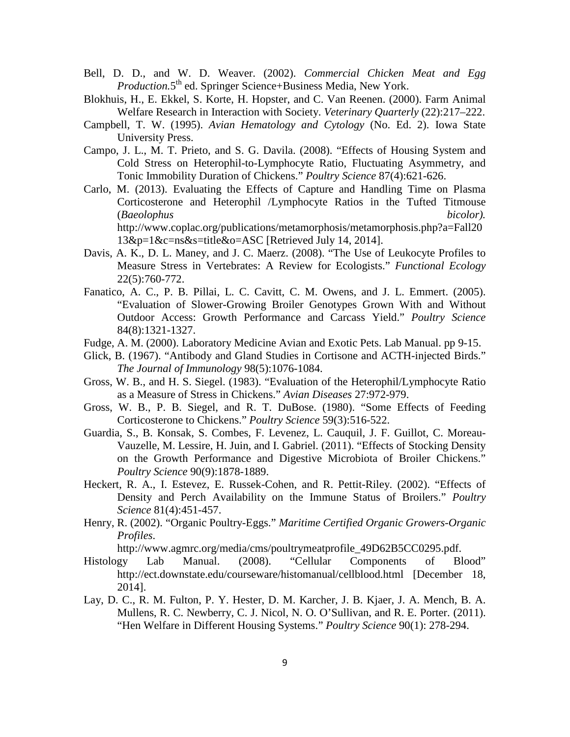Bell, D. D., and W. D. Weaver. (2002). *Commercial Chicken Meat and Egg Production.* 5th ed. Springer Science+Business Media, New York.

Blokhuis, H., E. Ekkel, S. Korte, H. Hopster, and C. Van Reenen. (2000). Farm Animal Welfare Research in Interaction with Society. *Veterinary Quarterly* (22):217–222.

Campbell, T. W. (1995). *Avian Hematology and Cytology* (No. Ed. 2). Iowa State University Press.

Campo, J. L., M. T. Prieto, and S. G. Davila. (2008). "Effects of Housing System and Cold Stress on Heterophil-to-Lymphocyte Ratio, Fluctuating Asymmetry, and Tonic Immobility Duration of Chickens." *Poultry Science* 87(4):621-626.

Carlo, M. (2013). Evaluating the Effects of Capture and Handling Time on Plasma Corticosterone and Heterophil /Lymphocyte Ratios in the Tufted Titmouse (*Baeolophus bicolor).* http://www.coplac.org/publications/metamorphosis/metamorphosis.php?a=Fall2013&p=1&c=ns&s=title&o=ASC [Retrieved July 14, 2014].

Davis, A. K., D. L. Maney, and J. C. Maerz. (2008). "The Use of Leukocyte Profiles to Measure Stress in Vertebrates: A Review for Ecologists." *Functional Ecology* 22(5):760-772.

Fanatico, A. C., P. B. Pillai, L. C. Cavitt, C. M. Owens, and J. L. Emmert. (2005). "Evaluation of Slower-Growing Broiler Genotypes Grown With and Without Outdoor Access: Growth Performance and Carcass Yield." *Poultry Science* 84(8):1321-1327.

Fudge, A. M. (2000). Laboratory Medicine Avian and Exotic Pets. Lab Manual. pp 9-15.

Glick, B. (1967). "Antibody and Gland Studies in Cortisone and ACTH-injected Birds." *The Journal of Immunology* 98(5):1076-1084.

Gross, W. B., and H. S. Siegel. (1983). "Evaluation of the Heterophil/Lymphocyte Ratio as a Measure of Stress in Chickens." *Avian Diseases* 27:972-979.

Gross, W. B., P. B. Siegel, and R. T. DuBose. (1980). "Some Effects of Feeding Corticosterone to Chickens." *Poultry Science* 59(3):516-522.

Guardia, S., B. Konsak, S. Combes, F. Levenez, L. Cauquil, J. F. Guillot, C. Moreau-Vauzelle, M. Lessire, H. Juin, and I. Gabriel. (2011). "Effects of Stocking Density on the Growth Performance and Digestive Microbiota of Broiler Chickens." *Poultry Science* 90(9):1878-1889.

Heckert, R. A., I. Estevez, E. Russek-Cohen, and R. Pettit-Riley. (2002). "Effects of Density and Perch Availability on the Immune Status of Broilers." *Poultry Science* 81(4):451-457.

Henry, R. (2002). "Organic Poultry-Eggs." *Maritime Certified Organic Growers-Organic Profiles*. http://www.agmrc.org/media/cms/poultrymeatprofile_49D62B5CC0295.pdf.

Histology Lab Manual. (2008). "Cellular Components of Blood" http://ect.downstate.edu/courseware/histomanual/cellblood.html [December 18, 2014].

Lay, D. C., R. M. Fulton, P. Y. Hester, D. M. Karcher, J. B. Kjaer, J. A. Mench, B. A. Mullens, R. C. Newberry, C. J. Nicol, N. O. O'Sullivan, and R. E. Porter. (2011). "Hen Welfare in Different Housing Systems." *Poultry Science* 90(1): 278-294.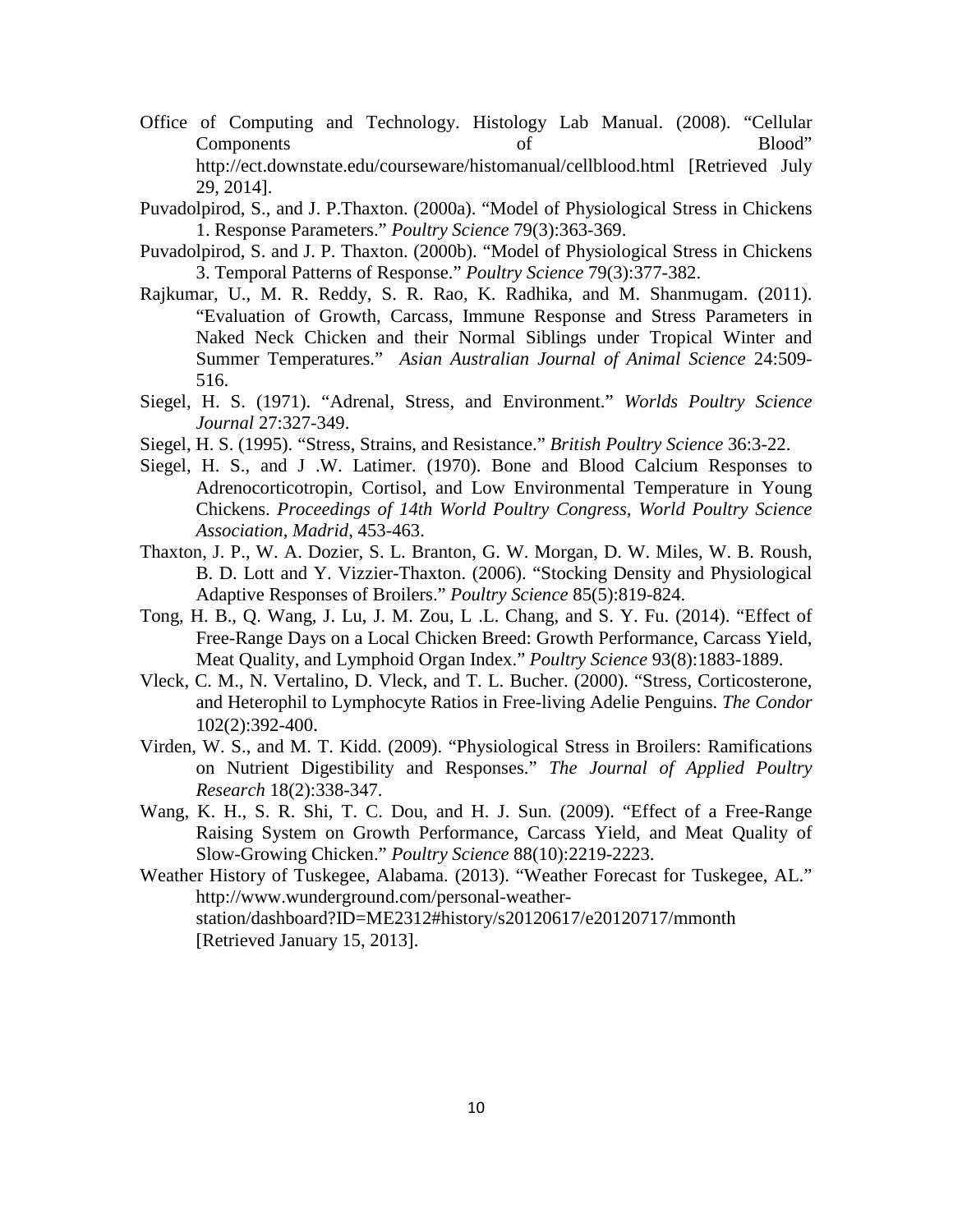Office of Computing and Technology. Histology Lab Manual. (2008). "Cellular Components of Blood" http://ect.downstate.edu/courseware/histomanual/cellblood.html [Retrieved July 29, 2014].

Puvadolpirod, S., and J. P.Thaxton. (2000a). "Model of Physiological Stress in Chickens 1. Response Parameters." *Poultry Science* 79(3):363-369.

Puvadolpirod, S. and J. P. Thaxton. (2000b). "Model of Physiological Stress in Chickens 3. Temporal Patterns of Response." *Poultry Science* 79(3):377-382.

Rajkumar, U., M. R. Reddy, S. R. Rao, K. Radhika, and M. Shanmugam. (2011). "Evaluation of Growth, Carcass, Immune Response and Stress Parameters in Naked Neck Chicken and their Normal Siblings under Tropical Winter and Summer Temperatures." *Asian Australian Journal of Animal Science* 24:509-516.

Siegel, H. S. (1971). "Adrenal, Stress, and Environment." *Worlds Poultry Science Journal* 27:327-349.

Siegel, H. S. (1995). "Stress, Strains, and Resistance." *British Poultry Science* 36:3-22.

Siegel, H. S., and J .W. Latimer. (1970). Bone and Blood Calcium Responses to Adrenocorticotropin, Cortisol, and Low Environmental Temperature in Young Chickens. *Proceedings of 14th World Poultry Congress, World Poultry Science Association, Madrid*, 453-463.

Thaxton, J. P., W. A. Dozier, S. L. Branton, G. W. Morgan, D. W. Miles, W. B. Roush, B. D. Lott and Y. Vizzier-Thaxton. (2006). "Stocking Density and Physiological Adaptive Responses of Broilers." *Poultry Science* 85(5):819-824.

Tong, H. B., Q. Wang, J. Lu, J. M. Zou, L .L. Chang, and S. Y. Fu. (2014). "Effect of Free-Range Days on a Local Chicken Breed: Growth Performance, Carcass Yield, Meat Quality, and Lymphoid Organ Index." *Poultry Science* 93(8):1883-1889.

Vleck, C. M., N. Vertalino, D. Vleck, and T. L. Bucher. (2000). "Stress, Corticosterone, and Heterophil to Lymphocyte Ratios in Free-living Adelie Penguins. *The Condor* 102(2):392-400.

Virden, W. S., and M. T. Kidd. (2009). "Physiological Stress in Broilers: Ramifications on Nutrient Digestibility and Responses." *The Journal of Applied Poultry Research* 18(2):338-347.

Wang, K. H., S. R. Shi, T. C. Dou, and H. J. Sun. (2009). "Effect of a Free-Range Raising System on Growth Performance, Carcass Yield, and Meat Quality of Slow-Growing Chicken." *Poultry Science* 88(10):2219-2223.

Weather History of Tuskegee, Alabama. (2013). "Weather Forecast for Tuskegee, AL." http://www.wunderground.com/personal-weather-station/dashboard?ID=ME2312#history/s20120617/e20120717/mmonth [Retrieved January 15, 2013].